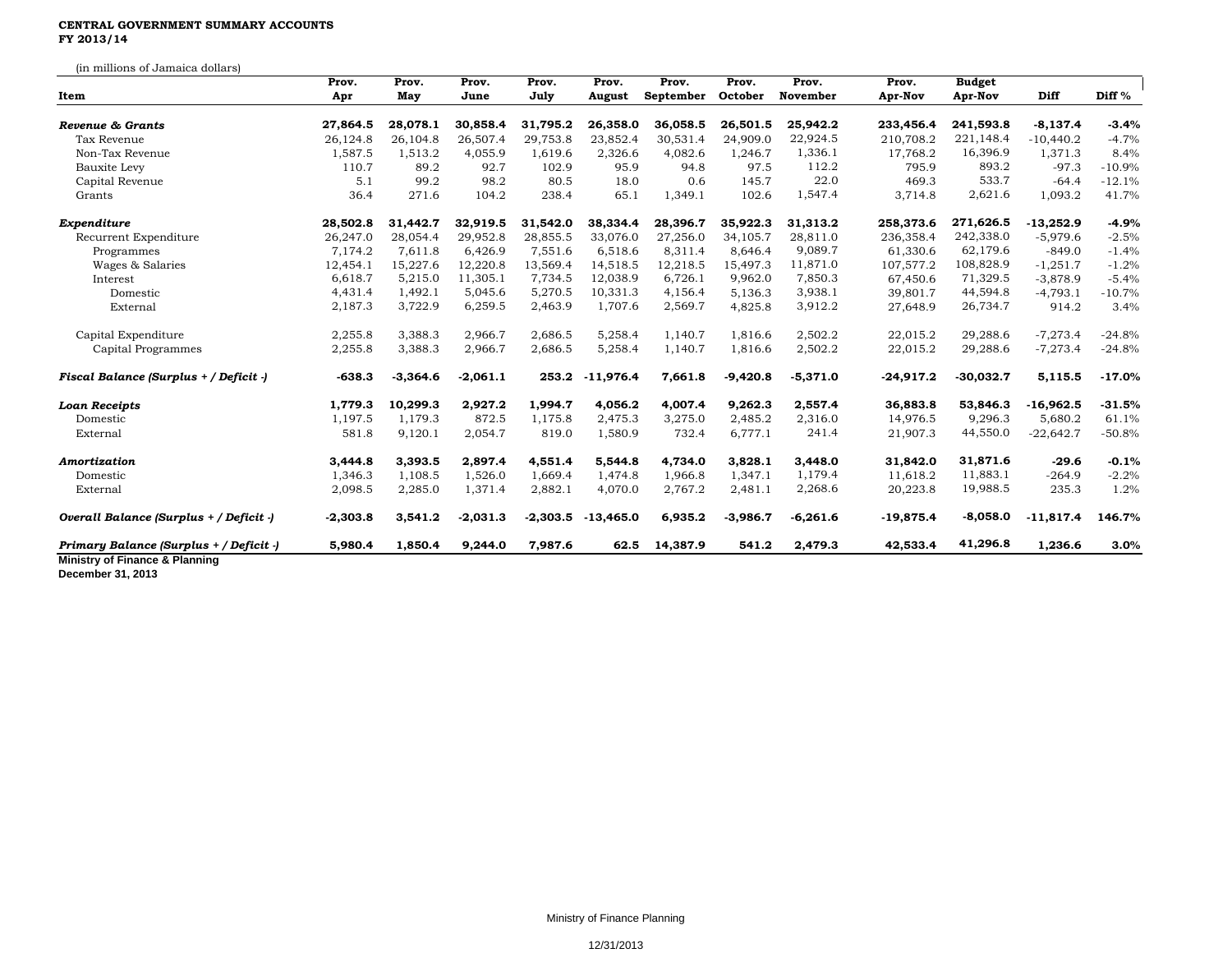**CENTRAL GOVERNMENT SUMMARY ACCOUNTS**
**FY 2013/14**

(in millions of Jamaica dollars)

| Item | Prov. Apr | Prov. May | Prov. June | Prov. July | Prov. August | Prov. September | Prov. October | Prov. November | Prov. Apr-Nov | Budget Apr-Nov | Diff | Diff % |
|---|---|---|---|---|---|---|---|---|---|---|---|---|
| ***Revenue & Grants*** | **27,864.5** | **28,078.1** | **30,858.4** | **31,795.2** | **26,358.0** | **36,058.5** | **26,501.5** | **25,942.2** | **233,456.4** | **241,593.8** | **-8,137.4** | **-3.4%** |
| Tax Revenue | 26,124.8 | 26,104.8 | 26,507.4 | 29,753.8 | 23,852.4 | 30,531.4 | 24,909.0 | 22,924.5 | 210,708.2 | 221,148.4 | -10,440.2 | -4.7% |
| Non-Tax Revenue | 1,587.5 | 1,513.2 | 4,055.9 | 1,619.6 | 2,326.6 | 4,082.6 | 1,246.7 | 1,336.1 | 17,768.2 | 16,396.9 | 1,371.3 | 8.4% |
| Bauxite Levy | 110.7 | 89.2 | 92.7 | 102.9 | 95.9 | 94.8 | 97.5 | 112.2 | 795.9 | 893.2 | -97.3 | -10.9% |
| Capital Revenue | 5.1 | 99.2 | 98.2 | 80.5 | 18.0 | 0.6 | 145.7 | 22.0 | 469.3 | 533.7 | -64.4 | -12.1% |
| Grants | 36.4 | 271.6 | 104.2 | 238.4 | 65.1 | 1,349.1 | 102.6 | 1,547.4 | 3,714.8 | 2,621.6 | 1,093.2 | 41.7% |
| ***Expenditure*** | **28,502.8** | **31,442.7** | **32,919.5** | **31,542.0** | **38,334.4** | **28,396.7** | **35,922.3** | **31,313.2** | **258,373.6** | **271,626.5** | **-13,252.9** | **-4.9%** |
| Recurrent Expenditure | 26,247.0 | 28,054.4 | 29,952.8 | 28,855.5 | 33,076.0 | 27,256.0 | 34,105.7 | 28,811.0 | 236,358.4 | 242,338.0 | -5,979.6 | -2.5% |
| Programmes | 7,174.2 | 7,611.8 | 6,426.9 | 7,551.6 | 6,518.6 | 8,311.4 | 8,646.4 | 9,089.7 | 61,330.6 | 62,179.6 | -849.0 | -1.4% |
| Wages & Salaries | 12,454.1 | 15,227.6 | 12,220.8 | 13,569.4 | 14,518.5 | 12,218.5 | 15,497.3 | 11,871.0 | 107,577.2 | 108,828.9 | -1,251.7 | -1.2% |
| Interest | 6,618.7 | 5,215.0 | 11,305.1 | 7,734.5 | 12,038.9 | 6,726.1 | 9,962.0 | 7,850.3 | 67,450.6 | 71,329.5 | -3,878.9 | -5.4% |
| Domestic | 4,431.4 | 1,492.1 | 5,045.6 | 5,270.5 | 10,331.3 | 4,156.4 | 5,136.3 | 3,938.1 | 39,801.7 | 44,594.8 | -4,793.1 | -10.7% |
| External | 2,187.3 | 3,722.9 | 6,259.5 | 2,463.9 | 1,707.6 | 2,569.7 | 4,825.8 | 3,912.2 | 27,648.9 | 26,734.7 | 914.2 | 3.4% |
| Capital Expenditure | 2,255.8 | 3,388.3 | 2,966.7 | 2,686.5 | 5,258.4 | 1,140.7 | 1,816.6 | 2,502.2 | 22,015.2 | 29,288.6 | -7,273.4 | -24.8% |
| Capital Programmes | 2,255.8 | 3,388.3 | 2,966.7 | 2,686.5 | 5,258.4 | 1,140.7 | 1,816.6 | 2,502.2 | 22,015.2 | 29,288.6 | -7,273.4 | -24.8% |
| ***Fiscal Balance (Surplus + / Deficit -)*** | **-638.3** | **-3,364.6** | **-2,061.1** | **253.2** | **-11,976.4** | **7,661.8** | **-9,420.8** | **-5,371.0** | **-24,917.2** | **-30,032.7** | **5,115.5** | **-17.0%** |
| ***Loan Receipts*** | **1,779.3** | **10,299.3** | **2,927.2** | **1,994.7** | **4,056.2** | **4,007.4** | **9,262.3** | **2,557.4** | **36,883.8** | **53,846.3** | **-16,962.5** | **-31.5%** |
| Domestic | 1,197.5 | 1,179.3 | 872.5 | 1,175.8 | 2,475.3 | 3,275.0 | 2,485.2 | 2,316.0 | 14,976.5 | 9,296.3 | 5,680.2 | 61.1% |
| External | 581.8 | 9,120.1 | 2,054.7 | 819.0 | 1,580.9 | 732.4 | 6,777.1 | 241.4 | 21,907.3 | 44,550.0 | -22,642.7 | -50.8% |
| ***Amortization*** | **3,444.8** | **3,393.5** | **2,897.4** | **4,551.4** | **5,544.8** | **4,734.0** | **3,828.1** | **3,448.0** | **31,842.0** | **31,871.6** | **-29.6** | **-0.1%** |
| Domestic | 1,346.3 | 1,108.5 | 1,526.0 | 1,669.4 | 1,474.8 | 1,966.8 | 1,347.1 | 1,179.4 | 11,618.2 | 11,883.1 | -264.9 | -2.2% |
| External | 2,098.5 | 2,285.0 | 1,371.4 | 2,882.1 | 4,070.0 | 2,767.2 | 2,481.1 | 2,268.6 | 20,223.8 | 19,988.5 | 235.3 | 1.2% |
| ***Overall Balance (Surplus + / Deficit -)*** | **-2,303.8** | **3,541.2** | **-2,031.3** | **-2,303.5** | **-13,465.0** | **6,935.2** | **-3,986.7** | **-6,261.6** | **-19,875.4** | **-8,058.0** | **-11,817.4** | **146.7%** |
| ***Primary Balance (Surplus + / Deficit -)*** | **5,980.4** | **1,850.4** | **9,244.0** | **7,987.6** | **62.5** | **14,387.9** | **541.2** | **2,479.3** | **42,533.4** | **41,296.8** | **1,236.6** | **3.0%** |

**Ministry of Finance & Planning**
**December 31, 2013**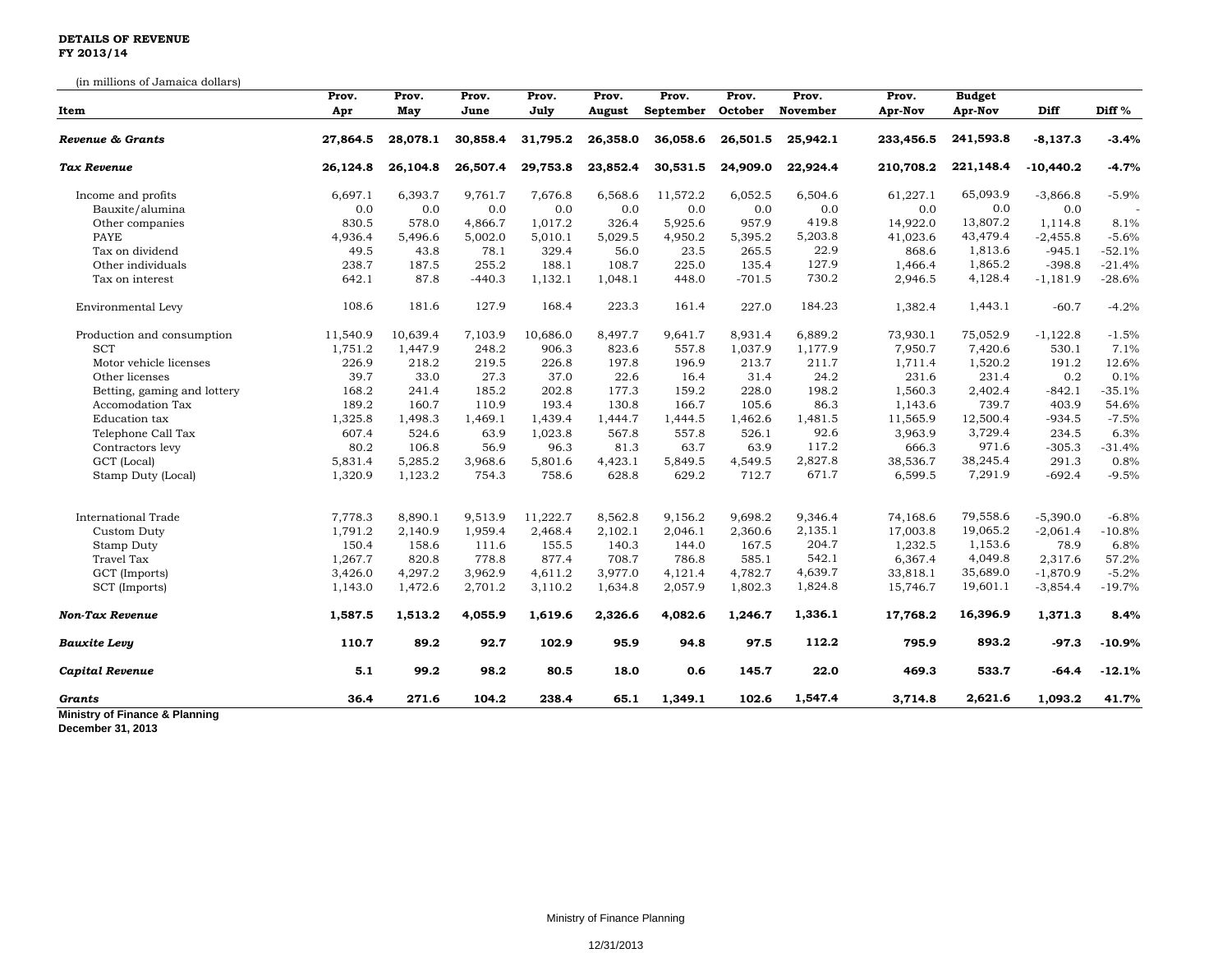**DETAILS OF REVENUE**
**FY 2013/14**

(in millions of Jamaica dollars)

| Item | Prov. Apr | Prov. May | Prov. June | Prov. July | Prov. August | Prov. September | Prov. October | Prov. November | Prov. Apr-Nov | Budget Apr-Nov | Diff | Diff % |
|---|---|---|---|---|---|---|---|---|---|---|---|---|
| ***Revenue & Grants*** | **27,864.5** | **28,078.1** | **30,858.4** | **31,795.2** | **26,358.0** | **36,058.6** | **26,501.5** | **25,942.1** | **233,456.5** | **241,593.8** | **-8,137.3** | **-3.4%** |
| ***Tax Revenue*** | **26,124.8** | **26,104.8** | **26,507.4** | **29,753.8** | **23,852.4** | **30,531.5** | **24,909.0** | **22,924.4** | **210,708.2** | **221,148.4** | **-10,440.2** | **-4.7%** |
| Income and profits | 6,697.1 | 6,393.7 | 9,761.7 | 7,676.8 | 6,568.6 | 11,572.2 | 6,052.5 | 6,504.6 | 61,227.1 | 65,093.9 | -3,866.8 | -5.9% |
| Bauxite/alumina | 0.0 | 0.0 | 0.0 | 0.0 | 0.0 | 0.0 | 0.0 | 0.0 | 0.0 | 0.0 | | - |
| Other companies | 830.5 | 578.0 | 4,866.7 | 1,017.2 | 326.4 | 5,925.6 | 957.9 | 419.8 | 14,922.0 | 13,807.2 | 1,114.8 | 8.1% |
| PAYE | 4,936.4 | 5,496.6 | 5,002.0 | 5,010.1 | 5,029.5 | 4,950.2 | 5,395.2 | 5,203.8 | 41,023.6 | 43,479.4 | -2,455.8 | -5.6% |
| Tax on dividend | 49.5 | 43.8 | 78.1 | 329.4 | 56.0 | 23.5 | 265.5 | 22.9 | 868.6 | 1,813.6 | -945.1 | -52.1% |
| Other individuals | 238.7 | 187.5 | 255.2 | 188.1 | 108.7 | 225.0 | 135.4 | 127.9 | 1,466.4 | 1,865.2 | -398.8 | -21.4% |
| Tax on interest | 642.1 | 87.8 | -440.3 | 1,132.1 | 1,048.1 | 448.0 | -701.5 | 730.2 | 2,946.5 | 4,128.4 | -1,181.9 | -28.6% |
| Environmental Levy | 108.6 | 181.6 | 127.9 | 168.4 | 223.3 | 161.4 | 227.0 | 184.23 | 1,382.4 | 1,443.1 | -60.7 | -4.2% |
| Production and consumption | 11,540.9 | 10,639.4 | 7,103.9 | 10,686.0 | 8,497.7 | 9,641.7 | 8,931.4 | 6,889.2 | 73,930.1 | 75,052.9 | -1,122.8 | -1.5% |
| SCT | 1,751.2 | 1,447.9 | 248.2 | 906.3 | 823.6 | 557.8 | 1,037.9 | 1,177.9 | 7,950.7 | 7,420.6 | 530.1 | 7.1% |
| Motor vehicle licenses | 226.9 | 218.2 | 219.5 | 226.8 | 197.8 | 196.9 | 213.7 | 211.7 | 1,711.4 | 1,520.2 | 191.2 | 12.6% |
| Other licenses | 39.7 | 33.0 | 27.3 | 37.0 | 22.6 | 16.4 | 31.4 | 24.2 | 231.6 | 231.4 | 0.2 | 0.1% |
| Betting, gaming and lottery | 168.2 | 241.4 | 185.2 | 202.8 | 177.3 | 159.2 | 228.0 | 198.2 | 1,560.3 | 2,402.4 | -842.1 | -35.1% |
| Accomodation Tax | 189.2 | 160.7 | 110.9 | 193.4 | 130.8 | 166.7 | 105.6 | 86.3 | 1,143.6 | 739.7 | 403.9 | 54.6% |
| Education tax | 1,325.8 | 1,498.3 | 1,469.1 | 1,439.4 | 1,444.7 | 1,444.5 | 1,462.6 | 1,481.5 | 11,565.9 | 12,500.4 | -934.5 | -7.5% |
| Telephone Call Tax | 607.4 | 524.6 | 63.9 | 1,023.8 | 567.8 | 557.8 | 526.1 | 92.6 | 3,963.9 | 3,729.4 | 234.5 | 6.3% |
| Contractors levy | 80.2 | 106.8 | 56.9 | 96.3 | 81.3 | 63.7 | 63.9 | 117.2 | 666.3 | 971.6 | -305.3 | -31.4% |
| GCT (Local) | 5,831.4 | 5,285.2 | 3,968.6 | 5,801.6 | 4,423.1 | 5,849.5 | 4,549.5 | 2,827.8 | 38,536.7 | 38,245.4 | 291.3 | 0.8% |
| Stamp Duty (Local) | 1,320.9 | 1,123.2 | 754.3 | 758.6 | 628.8 | 629.2 | 712.7 | 671.7 | 6,599.5 | 7,291.9 | -692.4 | -9.5% |
| International Trade | 7,778.3 | 8,890.1 | 9,513.9 | 11,222.7 | 8,562.8 | 9,156.2 | 9,698.2 | 9,346.4 | 74,168.6 | 79,558.6 | -5,390.0 | -6.8% |
| Custom Duty | 1,791.2 | 2,140.9 | 1,959.4 | 2,468.4 | 2,102.1 | 2,046.1 | 2,360.6 | 2,135.1 | 17,003.8 | 19,065.2 | -2,061.4 | -10.8% |
| Stamp Duty | 150.4 | 158.6 | 111.6 | 155.5 | 140.3 | 144.0 | 167.5 | 204.7 | 1,232.5 | 1,153.6 | 78.9 | 6.8% |
| Travel Tax | 1,267.7 | 820.8 | 778.8 | 877.4 | 708.7 | 786.8 | 585.1 | 542.1 | 6,367.4 | 4,049.8 | 2,317.6 | 57.2% |
| GCT (Imports) | 3,426.0 | 4,297.2 | 3,962.9 | 4,611.2 | 3,977.0 | 4,121.4 | 4,782.7 | 4,639.7 | 33,818.1 | 35,689.0 | -1,870.9 | -5.2% |
| SCT (Imports) | 1,143.0 | 1,472.6 | 2,701.2 | 3,110.2 | 1,634.8 | 2,057.9 | 1,802.3 | 1,824.8 | 15,746.7 | 19,601.1 | -3,854.4 | -19.7% |
| ***Non-Tax Revenue*** | **1,587.5** | **1,513.2** | **4,055.9** | **1,619.6** | **2,326.6** | **4,082.6** | **1,246.7** | **1,336.1** | **17,768.2** | **16,396.9** | **1,371.3** | **8.4%** |
| ***Bauxite Levy*** | **110.7** | **89.2** | **92.7** | **102.9** | **95.9** | **94.8** | **97.5** | **112.2** | **795.9** | **893.2** | **-97.3** | **-10.9%** |
| ***Capital Revenue*** | **5.1** | **99.2** | **98.2** | **80.5** | **18.0** | **0.6** | **145.7** | **22.0** | **469.3** | **533.7** | **-64.4** | **-12.1%** |
| ***Grants*** | **36.4** | **271.6** | **104.2** | **238.4** | **65.1** | **1,349.1** | **102.6** | **1,547.4** | **3,714.8** | **2,621.6** | **1,093.2** | **41.7%** |

**Ministry of Finance & Planning**
**December 31, 2013**